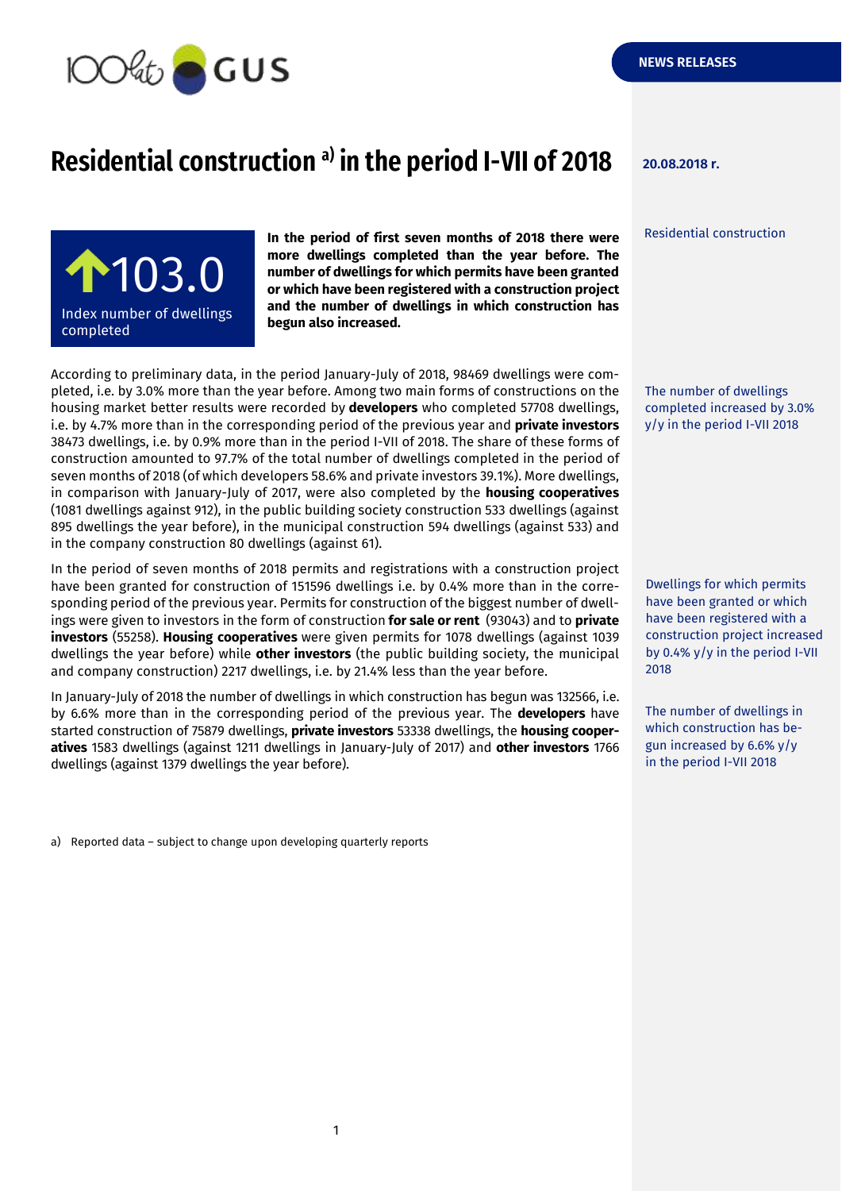NEWS RELEASES

# Residential construction [a)] in the period I-VII of 2018

**20.08.2018 r.**

Residential construction

**103.0**

Index number of dwellings completed

**In the period of first seven months of 2018 there were more dwellings completed than the year before. The number of dwellings for which permits have been granted or which have been registered with a construction project and the number of dwellings in which construction has begun also increased.**

According to preliminary data, in the period January-July of 2018, 98469 dwellings were completed, i.e. by 3.0% more than the year before. Among two main forms of constructions on the housing market better results were recorded by **developers** who completed 57708 dwellings, i.e. by 4.7% more than in the corresponding period of the previous year and **private investors** 38473 dwellings, i.e. by 0.9% more than in the period I-VII of 2018. The share of these forms of construction amounted to 97.7% of the total number of dwellings completed in the period of seven months of 2018 (of which developers 58.6% and private investors 39.1%). More dwellings, in comparison with January-July of 2017, were also completed by the **housing cooperatives** (1081 dwellings against 912), in the public building society construction 533 dwellings (against 895 dwellings the year before), in the municipal construction 594 dwellings (against 533) and in the company construction 80 dwellings (against 61).

The number of dwellings completed increased by 3.0% y/y in the period I-VII 2018

In the period of seven months of 2018 permits and registrations with a construction project have been granted for construction of 151596 dwellings i.e. by 0.4% more than in the corresponding period of the previous year. Permits for construction of the biggest number of dwellings were given to investors in the form of construction **for sale or rent** (93043) and to **private investors** (55258). **Housing cooperatives** were given permits for 1078 dwellings (against 1039 dwellings the year before) while **other investors** (the public building society, the municipal and company construction) 2217 dwellings, i.e. by 21.4% less than the year before.

Dwellings for which permits have been granted or which have been registered with a construction project increased by 0.4% y/y in the period I-VII 2018

In January-July of 2018 the number of dwellings in which construction has begun was 132566, i.e. by 6.6% more than in the corresponding period of the previous year. The **developers** have started construction of 75879 dwellings, **private investors** 53338 dwellings, the **housing cooperatives** 1583 dwellings (against 1211 dwellings in January-July of 2017) and **other investors** 1766 dwellings (against 1379 dwellings the year before).

The number of dwellings in which construction has begun increased by 6.6% y/y in the period I-VII 2018

a) Reported data – subject to change upon developing quarterly reports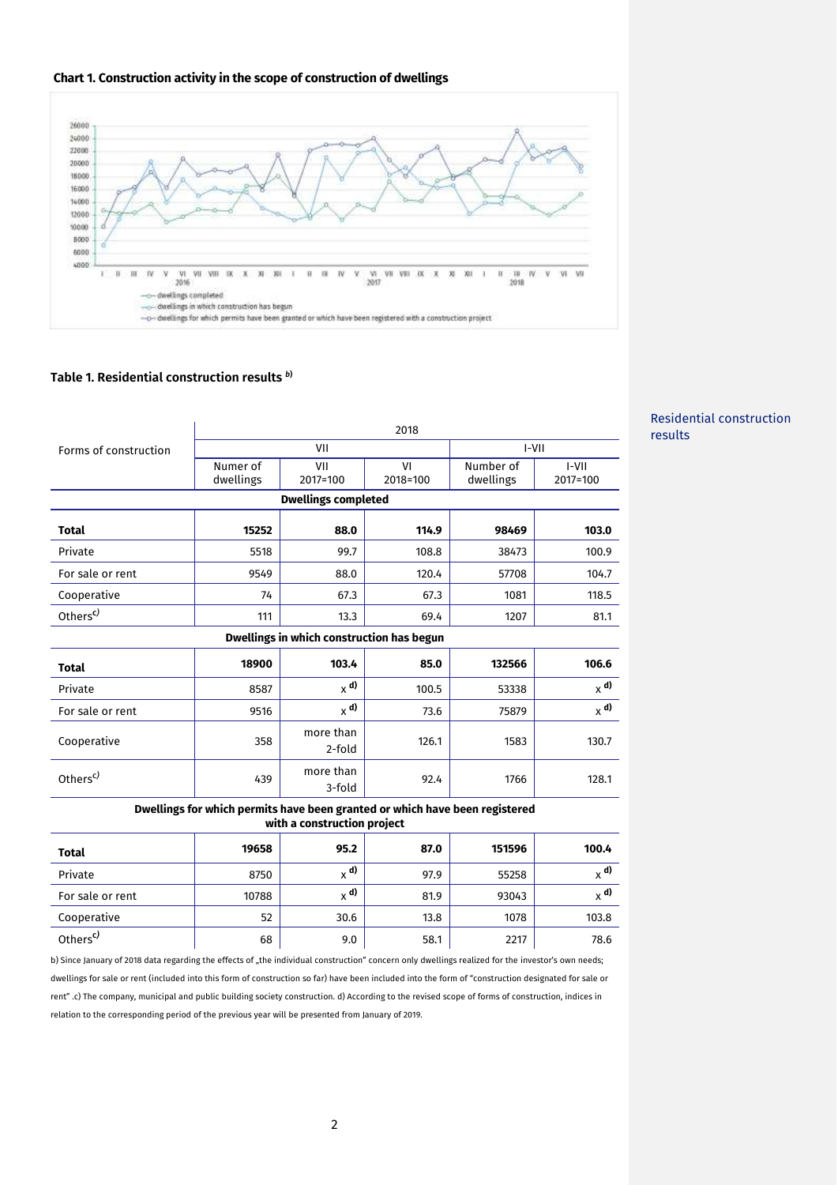**Chart 1. Construction activity in the scope of construction of dwellings**

**Table 1. Residential construction results** [b)]

Residential construction results

| Forms of construction | 2018 | | | | |
|---|---|---|---|---|---|
| | VII | | | I-VII | |
| | Numer of dwellings | VII 2017=100 | VI 2018=100 | Number of dwellings | I-VII 2017=100 |
| **Dwellings completed** | | | | | |
| **Total** | **15252** | **88.0** | **114.9** | **98469** | **103.0** |
| Private | 5518 | 99.7 | 108.8 | 38473 | 100.9 |
| For sale or rent | 9549 | 88.0 | 120.4 | 57708 | 104.7 |
| Cooperative | 74 | 67.3 | 67.3 | 1081 | 118.5 |
| Others[c)] | 111 | 13.3 | 69.4 | 1207 | 81.1 |
| **Dwellings in which construction has begun** | | | | | |
| **Total** | **18900** | **103.4** | **85.0** | **132566** | **106.6** |
| Private | 8587 | x [d)] | 100.5 | 53338 | x [d)] |
| For sale or rent | 9516 | x [d)] | 73.6 | 75879 | x [d)] |
| Cooperative | 358 | more than 2-fold | 126.1 | 1583 | 130.7 |
| Others[c)] | 439 | more than 3-fold | 92.4 | 1766 | 128.1 |
| **Dwellings for which permits have been granted or which have been registered with a construction project** | | | | | |
| **Total** | **19658** | **95.2** | **87.0** | **151596** | **100.4** |
| Private | 8750 | x [d)] | 97.9 | 55258 | x [d)] |
| For sale or rent | 10788 | x [d)] | 81.9 | 93043 | x [d)] |
| Cooperative | 52 | 30.6 | 13.8 | 1078 | 103.8 |
| Others[c)] | 68 | 9.0 | 58.1 | 2217 | 78.6 |

b) Since January of 2018 data regarding the effects of „the individual construction" concern only dwellings realized for the investor's own needs; dwellings for sale or rent (included into this form of construction so far) have been included into the form of "construction designated for sale or rent" .c) The company, municipal and public building society construction. d) According to the revised scope of forms of construction, indices in relation to the corresponding period of the previous year will be presented from January of 2019.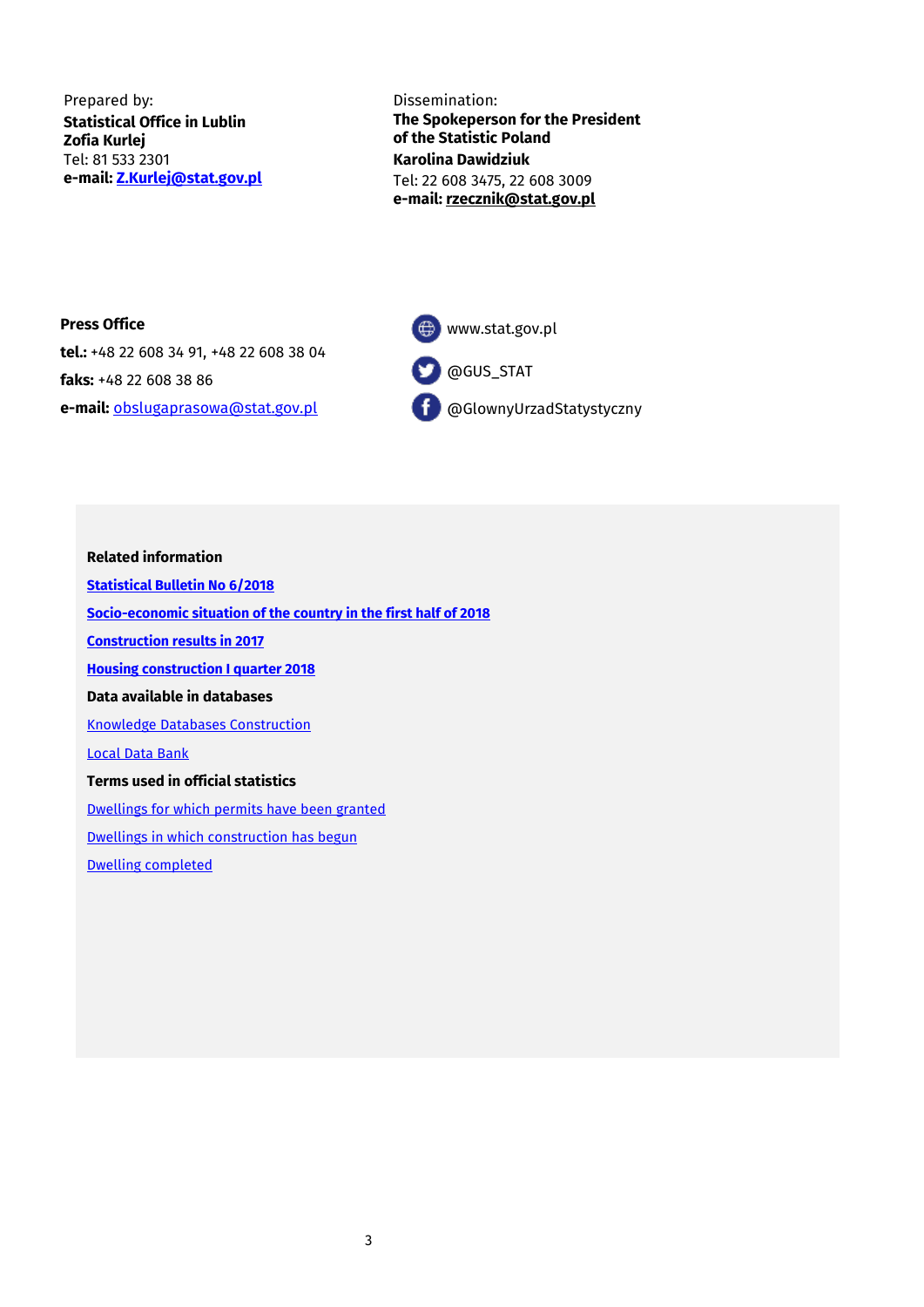Prepared by:
**Statistical Office in Lublin**
**Zofia Kurlej**
Tel: 81 533 2301
**e-mail: Z.Kurlej@stat.gov.pl**

Dissemination:
**The Spokeperson for the President of the Statistic Poland**
**Karolina Dawidziuk**
Tel: 22 608 3475, 22 608 3009
**e-mail: rzecznik@stat.gov.pl**

**Press Office**
**tel.:** +48 22 608 34 91, +48 22 608 38 04
**faks:** +48 22 608 38 86
**e-mail:** obslugaprasowa@stat.gov.pl

www.stat.gov.pl
@GUS_STAT
@GlownyUrzadStatystyczny

**Related information**

**Statistical Bulletin No 6/2018**

**Socio-economic situation of the country in the first half of 2018**

**Construction results in 2017**

**Housing construction I quarter 2018**

**Data available in databases**

Knowledge Databases Construction

Local Data Bank

**Terms used in official statistics**

Dwellings for which permits have been granted

Dwellings in which construction has begun

Dwelling completed